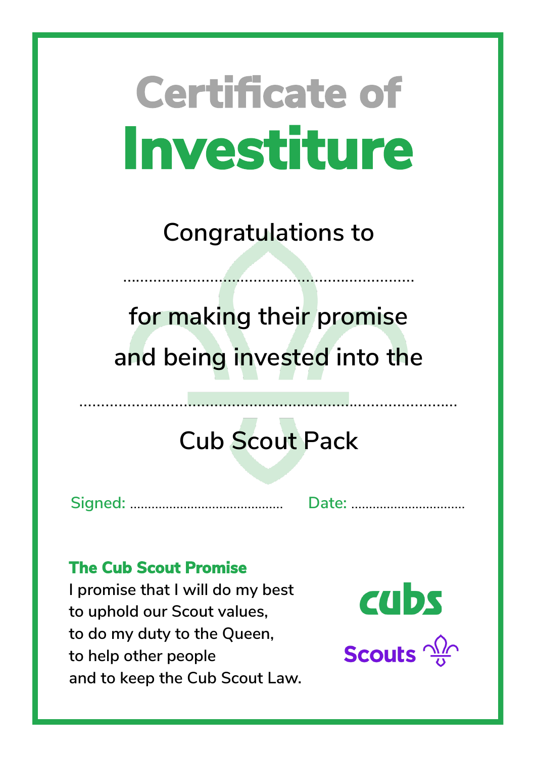# Certificate of Investiture

Congratulations to

..................................................................

for making their promise
and being invested into the

.......................................................................................

Cub Scout Pack

Signed: .......................................... Date: ...............................

**The Cub Scout Promise**

I promise that I will do my best
to uphold our Scout values,
to do my duty to the Queen,
to help other people
and to keep the Cub Scout Law.

cubs

Scouts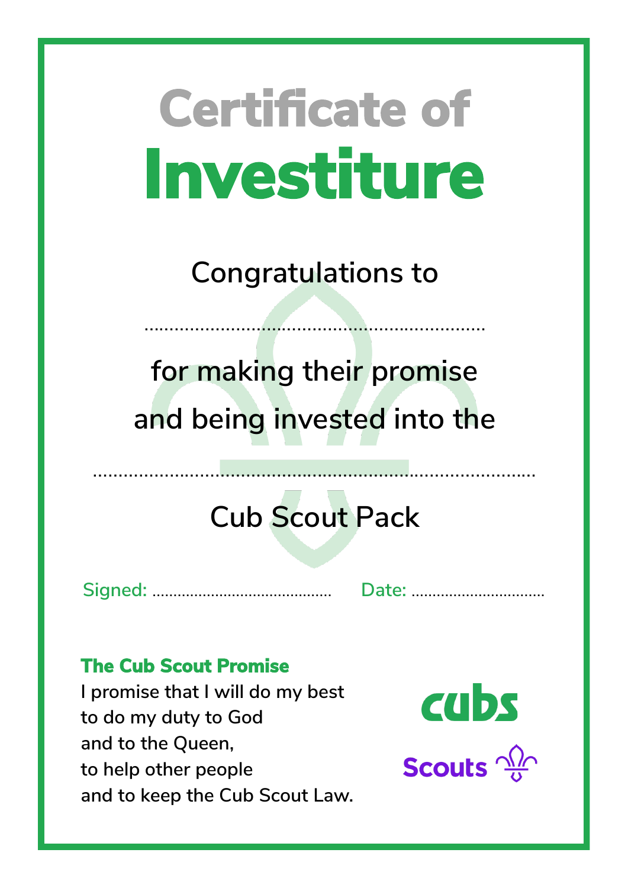# Certificate of Investiture

Congratulations to

.................................................................

for making their promise

and being invested into the

.....................................................................................

Cub Scout Pack

Signed: .......................................... Date: ................................

**The Cub Scout Promise**

I promise that I will do my best
to do my duty to God
and to the Queen,
to help other people
and to keep the Cub Scout Law.

cubs

Scouts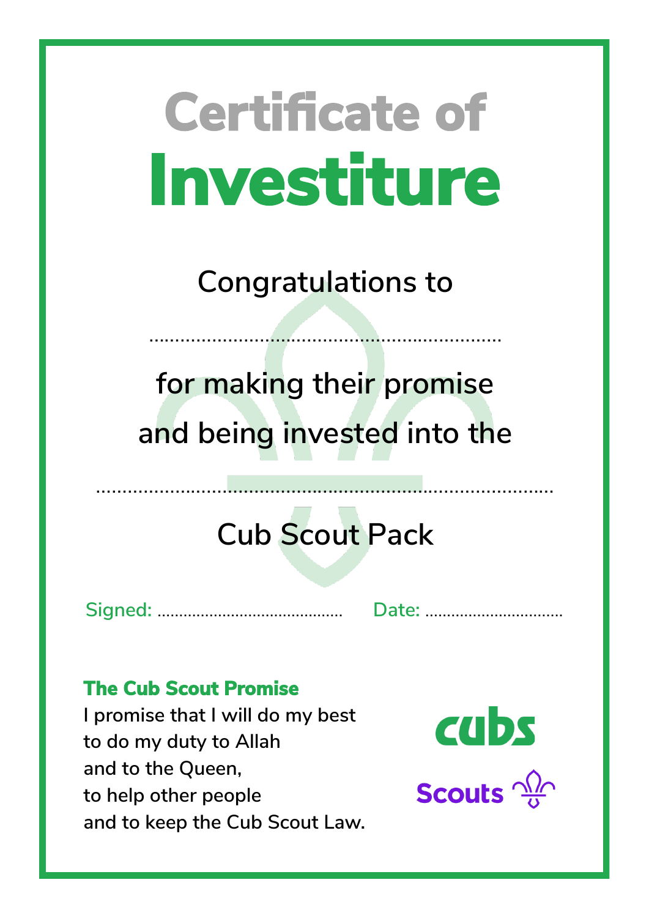# Certificate of Investiture

Congratulations to

....................................................................

for making their promise

and being invested into the

....................................................................................................

Cub Scout Pack

Signed: .........................................   Date: ...............................

**The Cub Scout Promise**

I promise that I will do my best
to do my duty to Allah
and to the Queen,
to help other people
and to keep the Cub Scout Law.

cubs

Scouts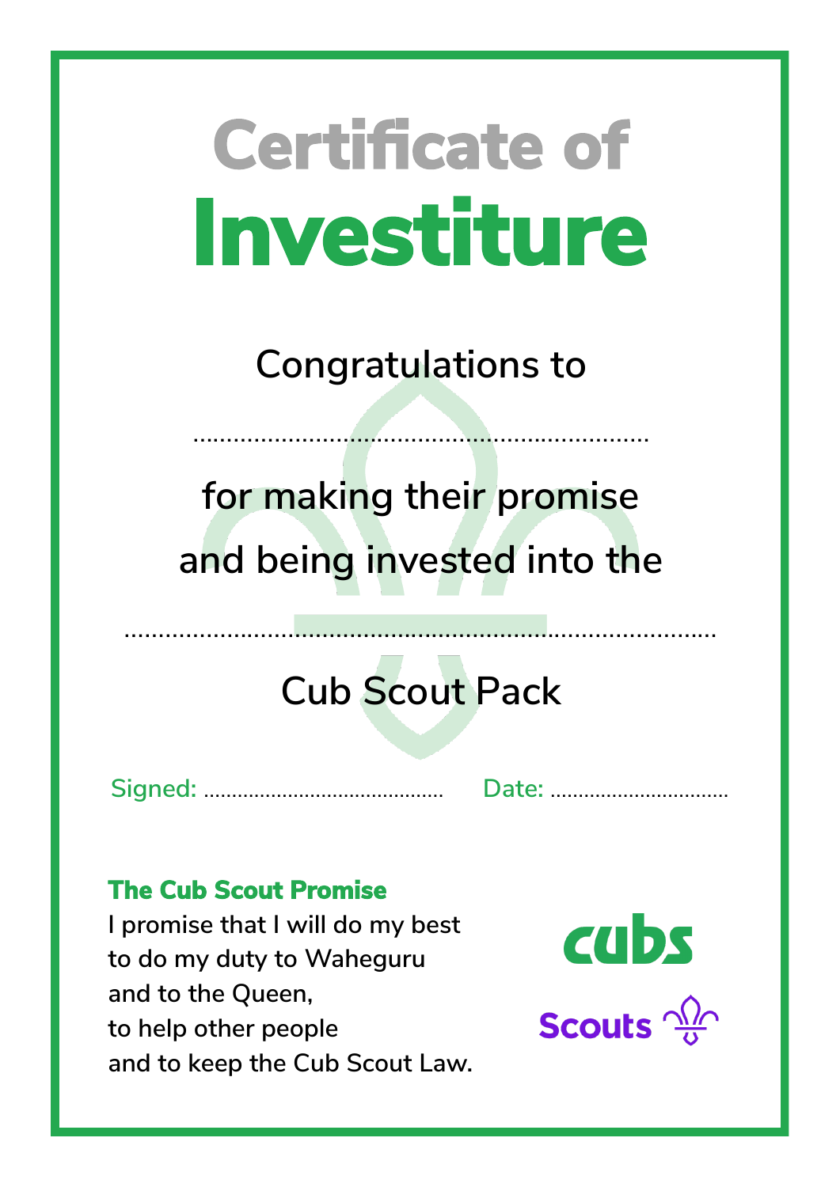# Certificate of Investiture

Congratulations to

………………………………………………………………

for making their promise and being invested into the

………………………………………………………………………………………

Cub Scout Pack

Signed: ……………………………………… Date: ……………………………

**The Cub Scout Promise**

I promise that I will do my best
to do my duty to Waheguru
and to the Queen,
to help other people
and to keep the Cub Scout Law.

cubs

Scouts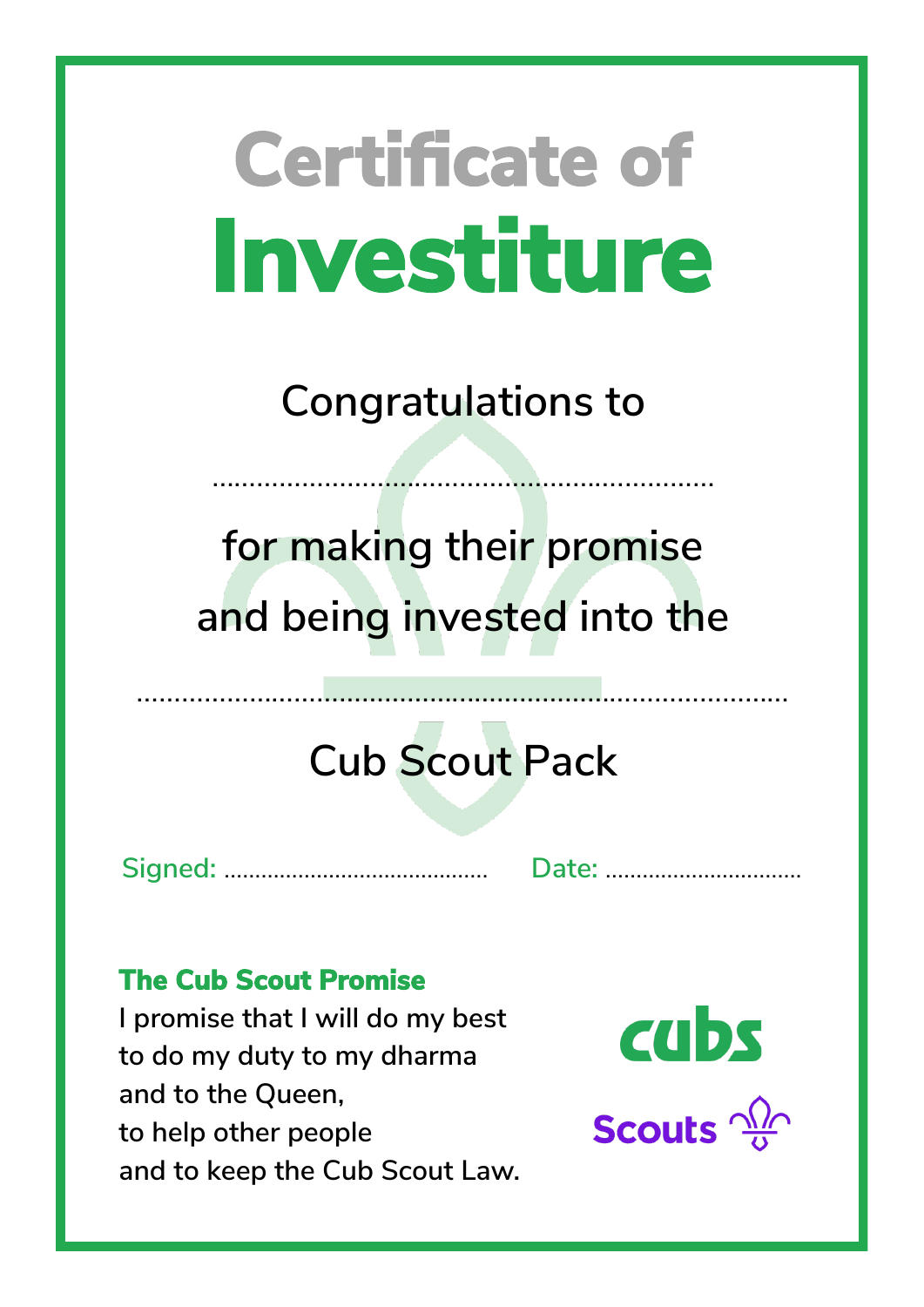# Certificate of Investiture

Congratulations to

....................................................................

for making their promise and being invested into the

.........................................................................................

Cub Scout Pack

Signed: ..........................................   Date: ................................

**The Cub Scout Promise**

I promise that I will do my best
to do my duty to my dharma
and to the Queen,
to help other people
and to keep the Cub Scout Law.

cubs

Scouts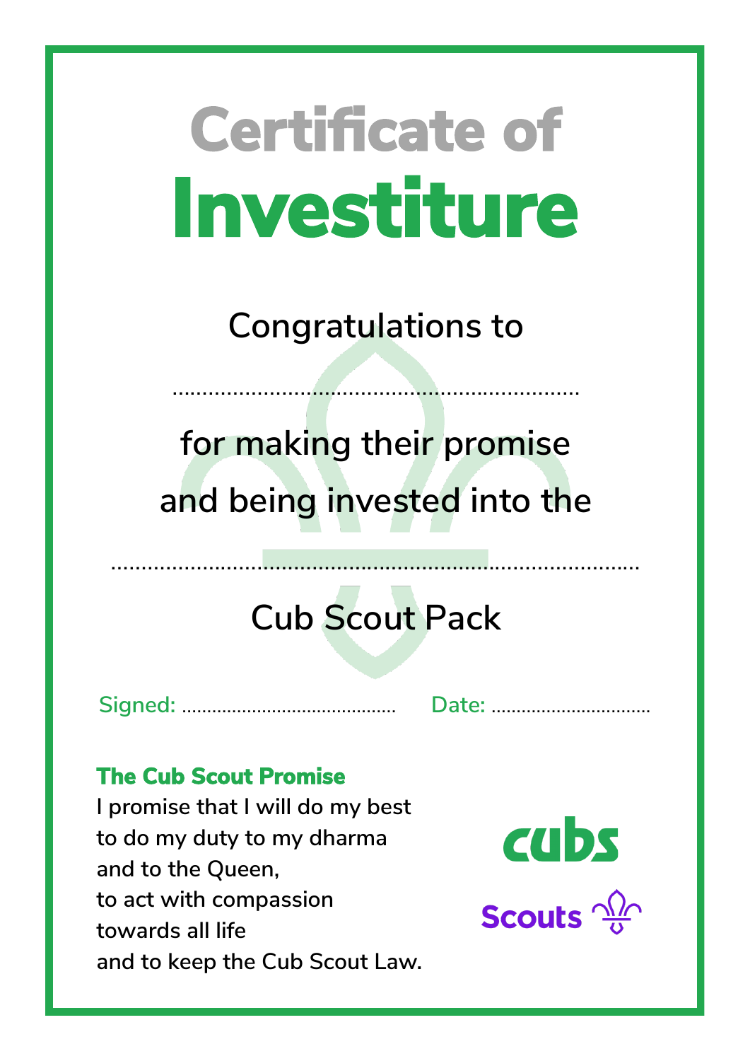# Certificate of Investiture

Congratulations to

..................................................................

for making their promise

and being invested into the

......................................................................................

Cub Scout Pack

Signed: ........................................ Date: ..............................

**The Cub Scout Promise**

I promise that I will do my best
to do my duty to my dharma
and to the Queen,
to act with compassion
towards all life
and to keep the Cub Scout Law.

cubs

Scouts